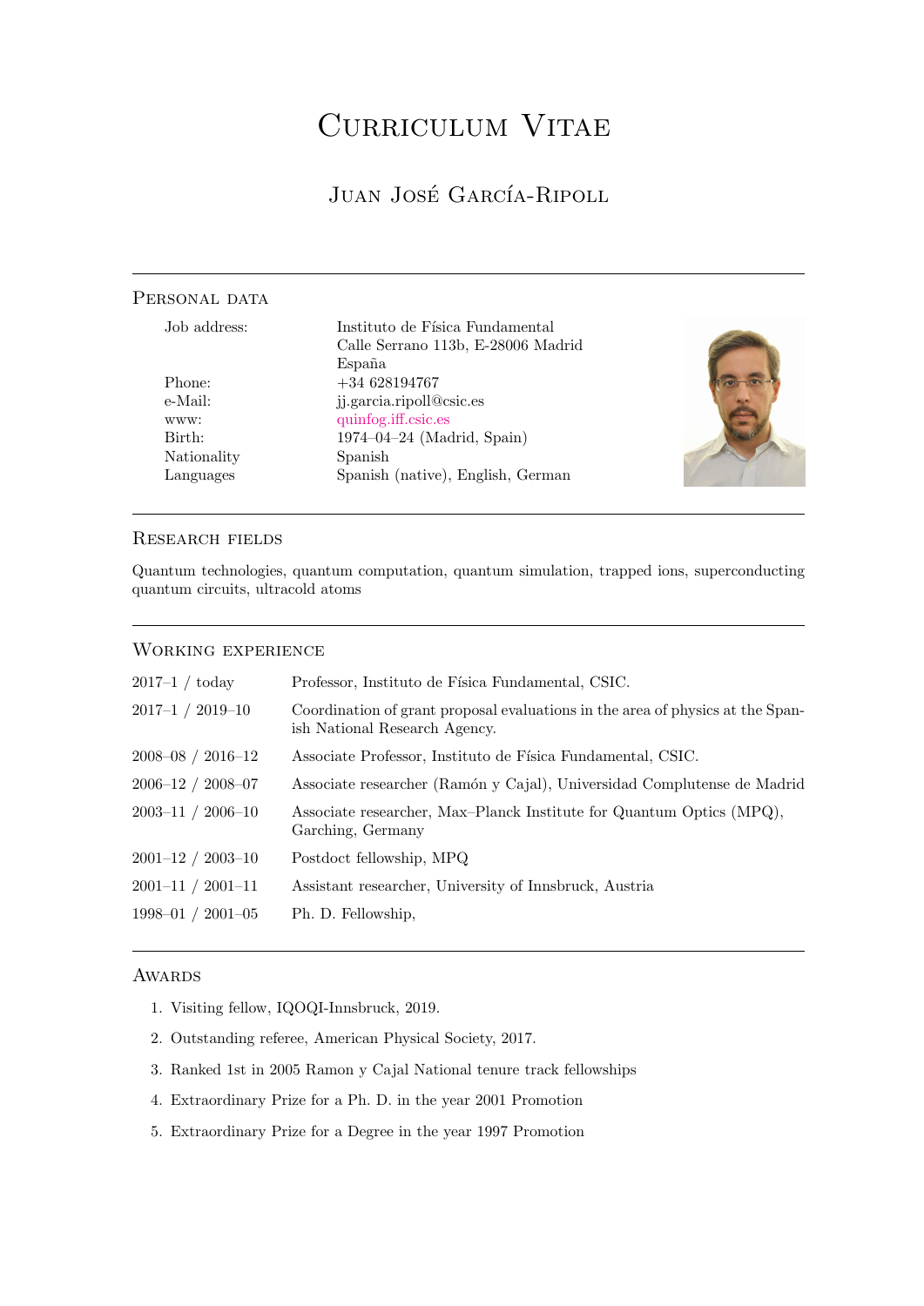# Curriculum Vitae

## Juan José García-Ripoll

### Personal data

| | |
|---|---|
| Job address: | Instituto de Física Fundamental<br>Calle Serrano 113b, E-28006 Madrid<br>España |
| Phone: | +34 628194767 |
| e-Mail: | jj.garcia.ripoll@csic.es |
| www: | quinfog.iff.csic.es |
| Birth: | 1974–04–24 (Madrid, Spain) |
| Nationality | Spanish |
| Languages | Spanish (native), English, German |

### Research fields

Quantum technologies, quantum computation, quantum simulation, trapped ions, superconducting quantum circuits, ultracold atoms

### Working experience

| | |
|---|---|
| 2017–1 / today | Professor, Instituto de Física Fundamental, CSIC. |
| 2017–1 / 2019–10 | Coordination of grant proposal evaluations in the area of physics at the Spanish National Research Agency. |
| 2008–08 / 2016–12 | Associate Professor, Instituto de Física Fundamental, CSIC. |
| 2006–12 / 2008–07 | Associate researcher (Ramón y Cajal), Universidad Complutense de Madrid |
| 2003–11 / 2006–10 | Associate researcher, Max–Planck Institute for Quantum Optics (MPQ), Garching, Germany |
| 2001–12 / 2003–10 | Postdoct fellowship, MPQ |
| 2001–11 / 2001–11 | Assistant researcher, University of Innsbruck, Austria |
| 1998–01 / 2001–05 | Ph. D. Fellowship, |

### Awards

1. Visiting fellow, IQOQI-Innsbruck, 2019.
2. Outstanding referee, American Physical Society, 2017.
3. Ranked 1st in 2005 Ramon y Cajal National tenure track fellowships
4. Extraordinary Prize for a Ph. D. in the year 2001 Promotion
5. Extraordinary Prize for a Degree in the year 1997 Promotion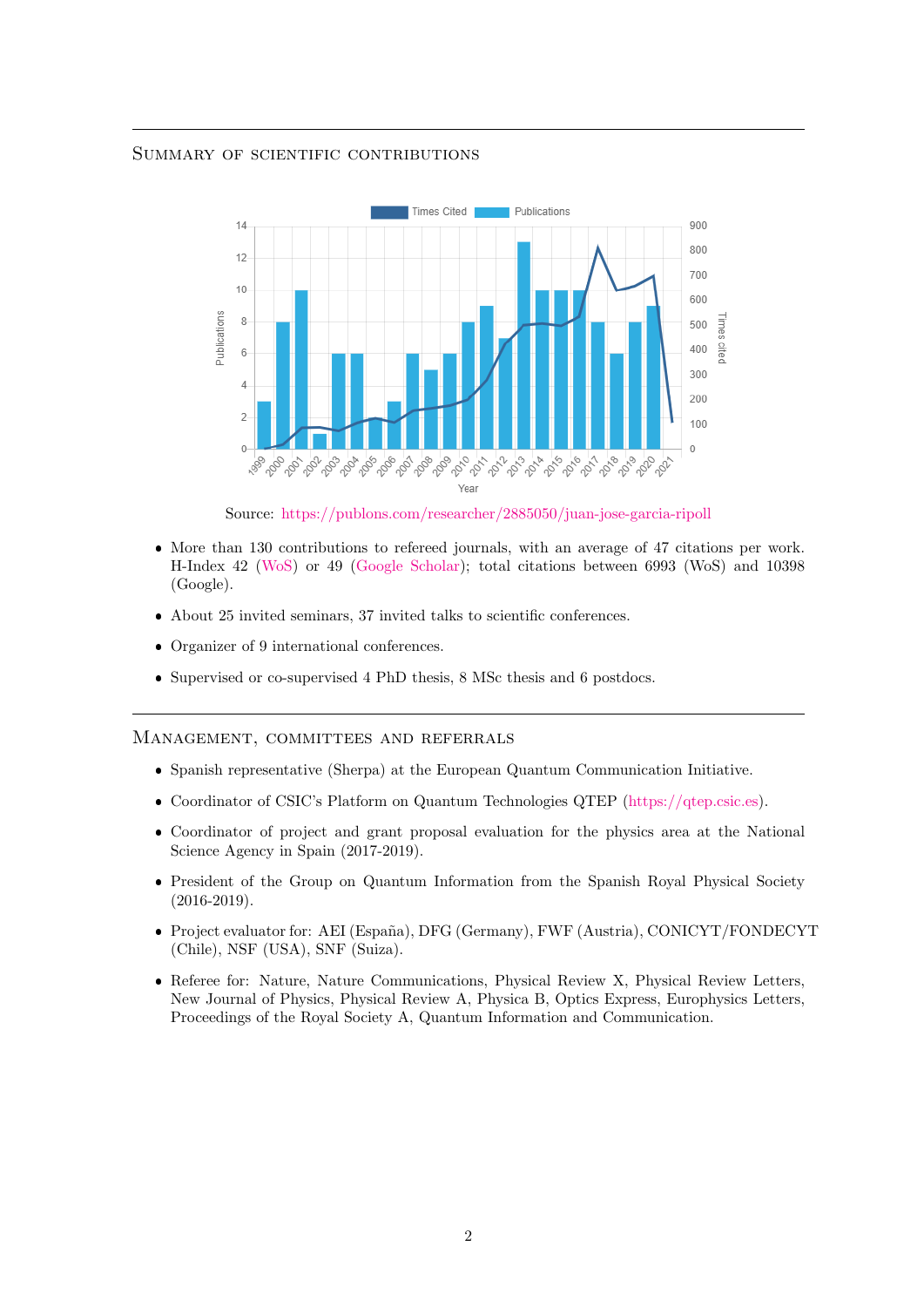## Summary of scientific contributions

Source: https://publons.com/researcher/2885050/juan-jose-garcia-ripoll

- More than 130 contributions to refereed journals, with an average of 47 citations per work. H-Index 42 (WoS) or 49 (Google Scholar); total citations between 6993 (WoS) and 10398 (Google).
- About 25 invited seminars, 37 invited talks to scientific conferences.
- Organizer of 9 international conferences.
- Supervised or co-supervised 4 PhD thesis, 8 MSc thesis and 6 postdocs.

## Management, committees and referrals

- Spanish representative (Sherpa) at the European Quantum Communication Initiative.
- Coordinator of CSIC's Platform on Quantum Technologies QTEP (https://qtep.csic.es).
- Coordinator of project and grant proposal evaluation for the physics area at the National Science Agency in Spain (2017-2019).
- President of the Group on Quantum Information from the Spanish Royal Physical Society (2016-2019).
- Project evaluator for: AEI (España), DFG (Germany), FWF (Austria), CONICYT/FONDECYT (Chile), NSF (USA), SNF (Suiza).
- Referee for: Nature, Nature Communications, Physical Review X, Physical Review Letters, New Journal of Physics, Physical Review A, Physica B, Optics Express, Europhysics Letters, Proceedings of the Royal Society A, Quantum Information and Communication.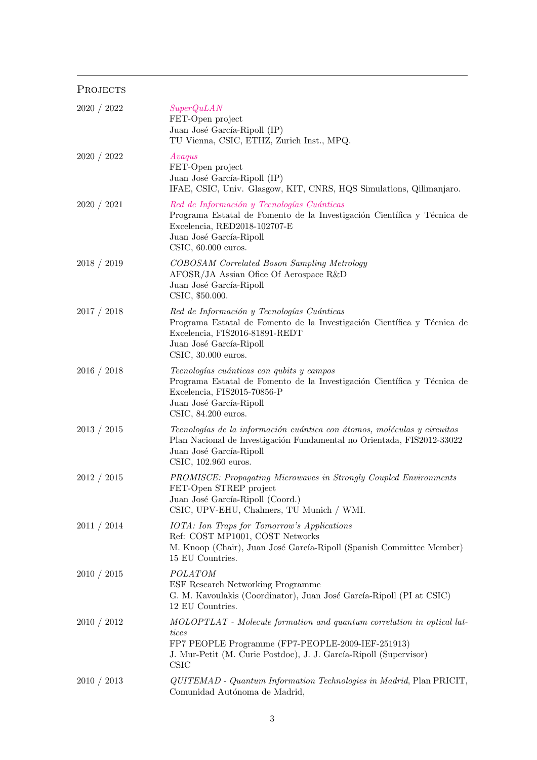## Projects

**2020 / 2022**
*SuperQuLAN*
FET-Open project
Juan José García-Ripoll (IP)
TU Vienna, CSIC, ETHZ, Zurich Inst., MPQ.

**2020 / 2022**
*Avaqus*
FET-Open project
Juan José García-Ripoll (IP)
IFAE, CSIC, Univ. Glasgow, KIT, CNRS, HQS Simulations, Qilimanjaro.

**2020 / 2021**
*Red de Información y Tecnologías Cuánticas*
Programa Estatal de Fomento de la Investigación Científica y Técnica de Excelencia, RED2018-102707-E
Juan José García-Ripoll
CSIC, 60.000 euros.

**2018 / 2019**
*COBOSAM Correlated Boson Sampling Metrology*
AFOSR/JA Assian Ofice Of Aerospace R&D
Juan José García-Ripoll
CSIC, $50.000.

**2017 / 2018**
*Red de Información y Tecnologías Cuánticas*
Programa Estatal de Fomento de la Investigación Científica y Técnica de Excelencia, FIS2016-81891-REDT
Juan José García-Ripoll
CSIC, 30.000 euros.

**2016 / 2018**
*Tecnologías cuánticas con qubits y campos*
Programa Estatal de Fomento de la Investigación Científica y Técnica de Excelencia, FIS2015-70856-P
Juan José García-Ripoll
CSIC, 84.200 euros.

**2013 / 2015**
*Tecnologías de la información cuántica con átomos, moléculas y circuitos*
Plan Nacional de Investigación Fundamental no Orientada, FIS2012-33022
Juan José García-Ripoll
CSIC, 102.960 euros.

**2012 / 2015**
*PROMISCE: Propagating Microwaves in Strongly Coupled Environments*
FET-Open STREP project
Juan José García-Ripoll (Coord.)
CSIC, UPV-EHU, Chalmers, TU Munich / WMI.

**2011 / 2014**
*IOTA: Ion Traps for Tomorrow's Applications*
Ref: COST MP1001, COST Networks
M. Knoop (Chair), Juan José García-Ripoll (Spanish Committee Member)
15 EU Countries.

**2010 / 2015**
*POLATOM*
ESF Research Networking Programme
G. M. Kavoulakis (Coordinator), Juan José García-Ripoll (PI at CSIC)
12 EU Countries.

**2010 / 2012**
*MOLOPTLAT - Molecule formation and quantum correlation in optical lattices*
FP7 PEOPLE Programme (FP7-PEOPLE-2009-IEF-251913)
J. Mur-Petit (M. Curie Postdoc), J. J. García-Ripoll (Supervisor)
CSIC

**2010 / 2013**
*QUITEMAD - Quantum Information Technologies in Madrid*, Plan PRICIT, Comunidad Autónoma de Madrid,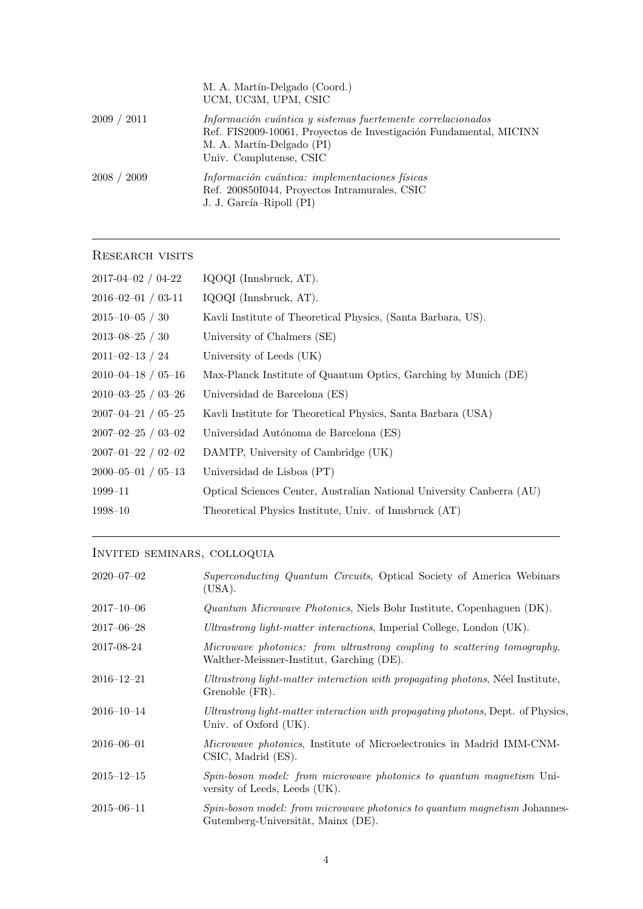| | |
|---|---|
| | M. A. Martín-Delgado (Coord.)<br>UCM, UC3M, UPM, CSIC |
| 2009 / 2011 | *Información cuántica y sistemas fuertemente correlacionados*<br>Ref. FIS2009-10061, Proyectos de Investigación Fundamental, MICINN<br>M. A. Martín-Delgado (PI)<br>Univ. Complutense, CSIC |
| 2008 / 2009 | *Información cuántica: implementaciones físicas*<br>Ref. 200850I044, Proyectos Intramurales, CSIC<br>J. J. García–Ripoll (PI) |

## Research visits

| | |
|---|---|
| 2017-04–02 / 04-22 | IQOQI (Innsbruck, AT). |
| 2016–02–01 / 03-11 | IQOQI (Innsbruck, AT). |
| 2015–10–05 / 30 | Kavli Institute of Theoretical Physics, (Santa Barbara, US). |
| 2013–08–25 / 30 | University of Chalmers (SE) |
| 2011–02–13 / 24 | University of Leeds (UK) |
| 2010–04–18 / 05–16 | Max-Planck Institute of Quantum Optics, Garching by Munich (DE) |
| 2010–03–25 / 03–26 | Universidad de Barcelona (ES) |
| 2007–04–21 / 05–25 | Kavli Institute for Theoretical Physics, Santa Barbara (USA) |
| 2007–02–25 / 03–02 | Universidad Autónoma de Barcelona (ES) |
| 2007–01–22 / 02–02 | DAMTP, University of Cambridge (UK) |
| 2000–05–01 / 05–13 | Universidad de Lisboa (PT) |
| 1999–11 | Optical Sciences Center, Australian National University Canberra (AU) |
| 1998–10 | Theoretical Physics Institute, Univ. of Innsbruck (AT) |

## Invited seminars, colloquia

| | |
|---|---|
| 2020–07–02 | *Superconducting Quantum Circuits*, Optical Society of America Webinars (USA). |
| 2017–10–06 | *Quantum Microwave Photonics*, Niels Bohr Institute, Copenhaguen (DK). |
| 2017–06–28 | *Ultrastrong light-matter interactions*, Imperial College, London (UK). |
| 2017-08-24 | *Microwave photonics: from ultrastrong coupling to scattering tomography*, Walther-Meissner-Institut, Garching (DE). |
| 2016–12–21 | *Ultrastrong light-matter interaction with propagating photons*, Néel Institute, Grenoble (FR). |
| 2016–10–14 | *Ultrastrong light-matter interaction with propagating photons*, Dept. of Physics, Univ. of Oxford (UK). |
| 2016–06–01 | *Microwave photonics*, Institute of Microelectronics in Madrid IMM-CNM-CSIC, Madrid (ES). |
| 2015–12–15 | *Spin-boson model: from microwave photonics to quantum magnetism* University of Leeds, Leeds (UK). |
| 2015–06–11 | *Spin-boson model: from microwave photonics to quantum magnetism* Johannes-Gutemberg-Universität, Mainx (DE). |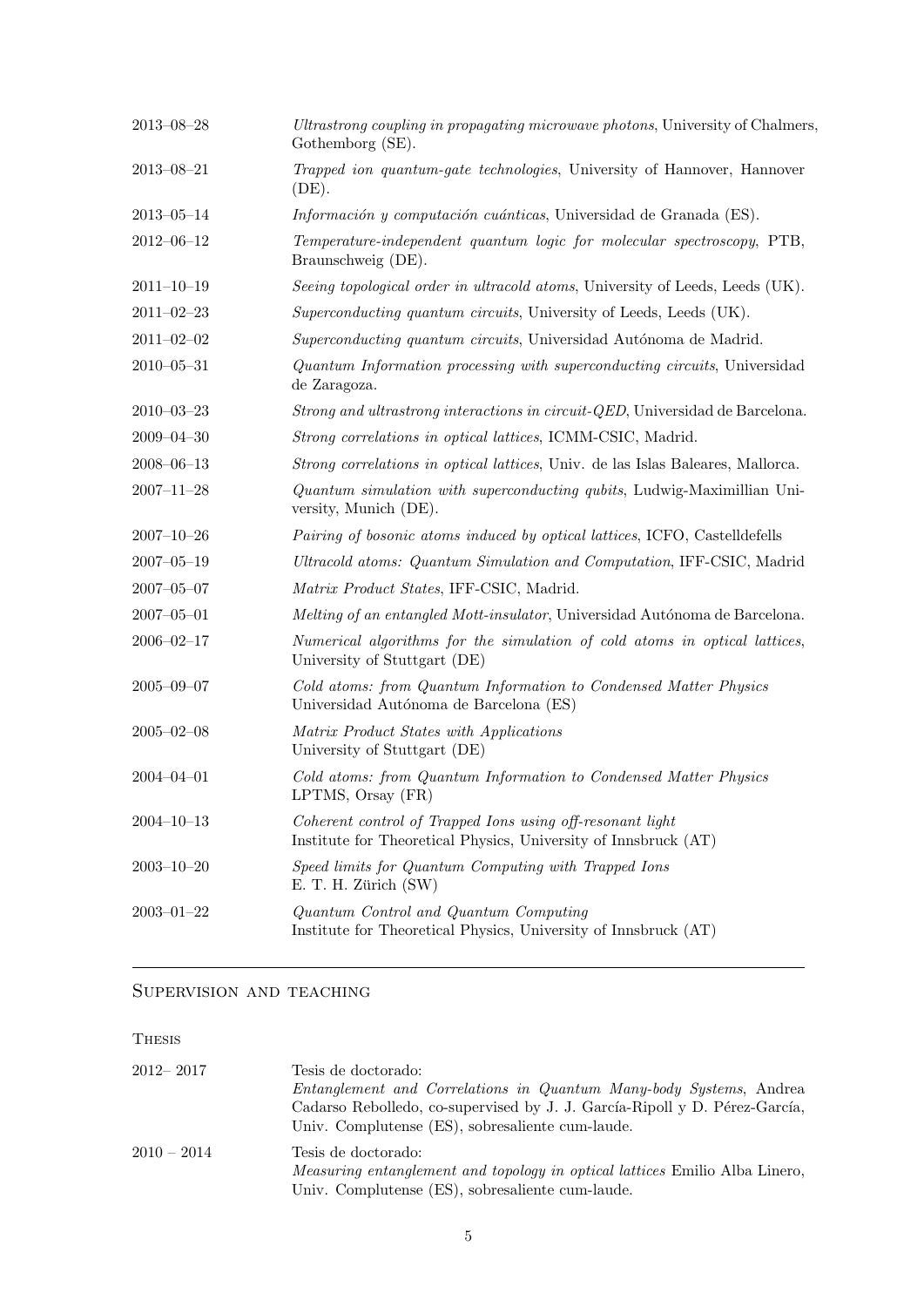| | |
|---|---|
| 2013–08–28 | *Ultrastrong coupling in propagating microwave photons*, University of Chalmers, Gothemborg (SE). |
| 2013–08–21 | *Trapped ion quantum-gate technologies*, University of Hannover, Hannover (DE). |
| 2013–05–14 | *Información y computación cuánticas*, Universidad de Granada (ES). |
| 2012–06–12 | *Temperature-independent quantum logic for molecular spectroscopy*, PTB, Braunschweig (DE). |
| 2011–10–19 | *Seeing topological order in ultracold atoms*, University of Leeds, Leeds (UK). |
| 2011–02–23 | *Superconducting quantum circuits*, University of Leeds, Leeds (UK). |
| 2011–02–02 | *Superconducting quantum circuits*, Universidad Autónoma de Madrid. |
| 2010–05–31 | *Quantum Information processing with superconducting circuits*, Universidad de Zaragoza. |
| 2010–03–23 | *Strong and ultrastrong interactions in circuit-QED*, Universidad de Barcelona. |
| 2009–04–30 | *Strong correlations in optical lattices*, ICMM-CSIC, Madrid. |
| 2008–06–13 | *Strong correlations in optical lattices*, Univ. de las Islas Baleares, Mallorca. |
| 2007–11–28 | *Quantum simulation with superconducting qubits*, Ludwig-Maximillian University, Munich (DE). |
| 2007–10–26 | *Pairing of bosonic atoms induced by optical lattices*, ICFO, Castelldefells |
| 2007–05–19 | *Ultracold atoms: Quantum Simulation and Computation*, IFF-CSIC, Madrid |
| 2007–05–07 | *Matrix Product States*, IFF-CSIC, Madrid. |
| 2007–05–01 | *Melting of an entangled Mott-insulator*, Universidad Autónoma de Barcelona. |
| 2006–02–17 | *Numerical algorithms for the simulation of cold atoms in optical lattices*, University of Stuttgart (DE) |
| 2005–09–07 | *Cold atoms: from Quantum Information to Condensed Matter Physics* Universidad Autónoma de Barcelona (ES) |
| 2005–02–08 | *Matrix Product States with Applications* University of Stuttgart (DE) |
| 2004–04–01 | *Cold atoms: from Quantum Information to Condensed Matter Physics* LPTMS, Orsay (FR) |
| 2004–10–13 | *Coherent control of Trapped Ions using off-resonant light* Institute for Theoretical Physics, University of Innsbruck (AT) |
| 2003–10–20 | *Speed limits for Quantum Computing with Trapped Ions* E. T. H. Zürich (SW) |
| 2003–01–22 | *Quantum Control and Quantum Computing* Institute for Theoretical Physics, University of Innsbruck (AT) |

---

## Supervision and teaching

### Thesis

| | |
|---|---|
| 2012– 2017 | Tesis de doctorado: *Entanglement and Correlations in Quantum Many-body Systems*, Andrea Cadarso Rebolledo, co-supervised by J. J. García-Ripoll y D. Pérez-García, Univ. Complutense (ES), sobresaliente cum-laude. |
| 2010 – 2014 | Tesis de doctorado: *Measuring entanglement and topology in optical lattices* Emilio Alba Linero, Univ. Complutense (ES), sobresaliente cum-laude. |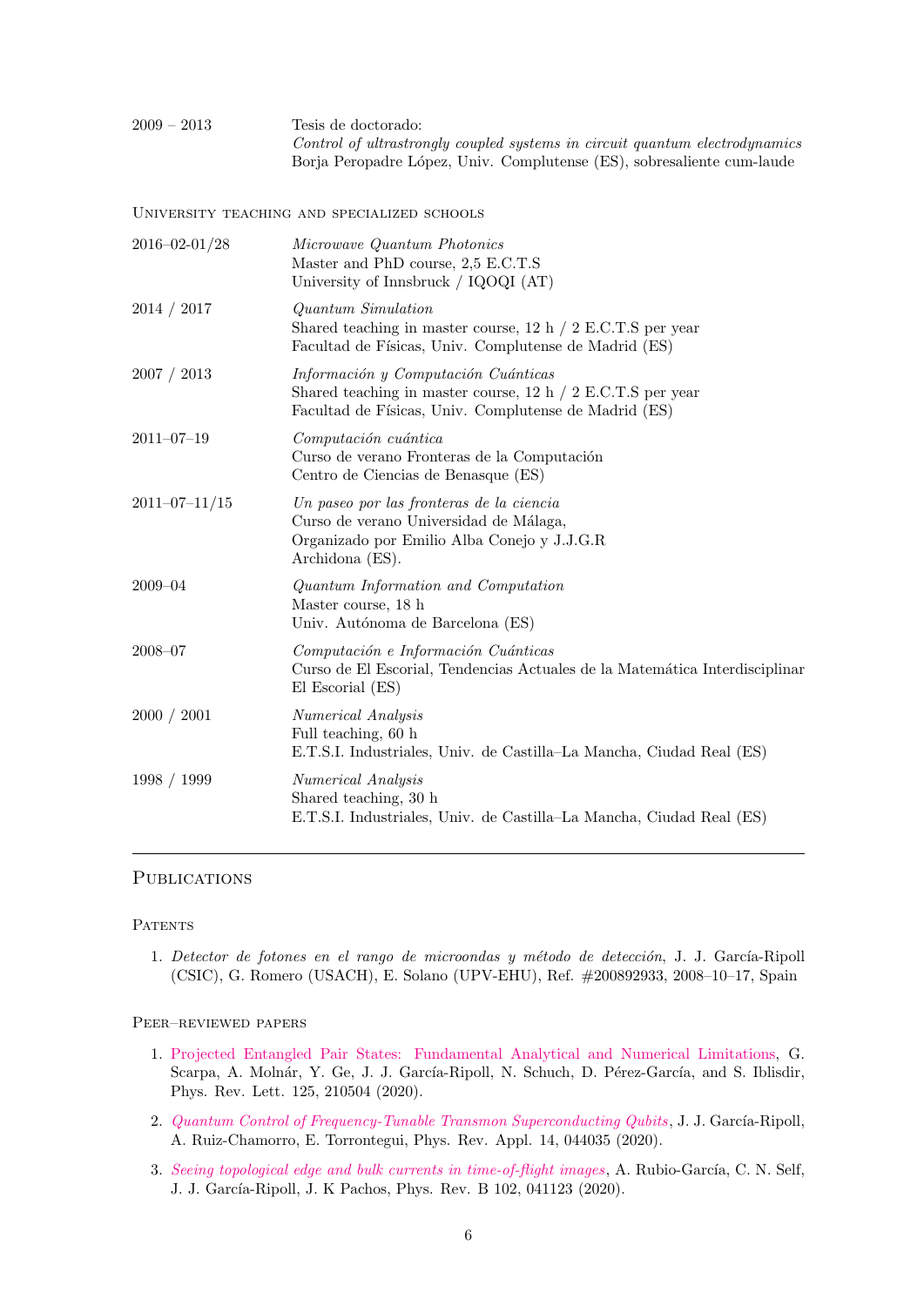| | |
|---|---|
| 2009 – 2013 | Tesis de doctorado:<br>*Control of ultrastrongly coupled systems in circuit quantum electrodynamics*<br>Borja Peropadre López, Univ. Complutense (ES), sobresaliente cum-laude |

## University teaching and specialized schools

| | |
|---|---|
| 2016–02-01/28 | *Microwave Quantum Photonics*<br>Master and PhD course, 2,5 E.C.T.S<br>University of Innsbruck / IQOQI (AT) |
| 2014 / 2017 | *Quantum Simulation*<br>Shared teaching in master course, 12 h / 2 E.C.T.S per year<br>Facultad de Físicas, Univ. Complutense de Madrid (ES) |
| 2007 / 2013 | *Información y Computación Cuánticas*<br>Shared teaching in master course, 12 h / 2 E.C.T.S per year<br>Facultad de Físicas, Univ. Complutense de Madrid (ES) |
| 2011–07–19 | *Computación cuántica*<br>Curso de verano Fronteras de la Computación<br>Centro de Ciencias de Benasque (ES) |
| 2011–07–11/15 | *Un paseo por las fronteras de la ciencia*<br>Curso de verano Universidad de Málaga,<br>Organizado por Emilio Alba Conejo y J.J.G.R<br>Archidona (ES). |
| 2009–04 | *Quantum Information and Computation*<br>Master course, 18 h<br>Univ. Autónoma de Barcelona (ES) |
| 2008–07 | *Computación e Información Cuánticas*<br>Curso de El Escorial, Tendencias Actuales de la Matemática Interdisciplinar<br>El Escorial (ES) |
| 2000 / 2001 | *Numerical Analysis*<br>Full teaching, 60 h<br>E.T.S.I. Industriales, Univ. de Castilla–La Mancha, Ciudad Real (ES) |
| 1998 / 1999 | *Numerical Analysis*<br>Shared teaching, 30 h<br>E.T.S.I. Industriales, Univ. de Castilla–La Mancha, Ciudad Real (ES) |

---

# Publications

## Patents

1. *Detector de fotones en el rango de microondas y método de detección*, J. J. García-Ripoll (CSIC), G. Romero (USACH), E. Solano (UPV-EHU), Ref. #200892933, 2008–10–17, Spain

## Peer–reviewed papers

1. Projected Entangled Pair States: Fundamental Analytical and Numerical Limitations, G. Scarpa, A. Molnár, Y. Ge, J. J. García-Ripoll, N. Schuch, D. Pérez-García, and S. Iblisdir, Phys. Rev. Lett. 125, 210504 (2020).
2. *Quantum Control of Frequency-Tunable Transmon Superconducting Qubits*, J. J. García-Ripoll, A. Ruiz-Chamorro, E. Torrontegui, Phys. Rev. Appl. 14, 044035 (2020).
3. *Seeing topological edge and bulk currents in time-of-flight images*, A. Rubio-García, C. N. Self, J. J. García-Ripoll, J. K Pachos, Phys. Rev. B 102, 041123 (2020).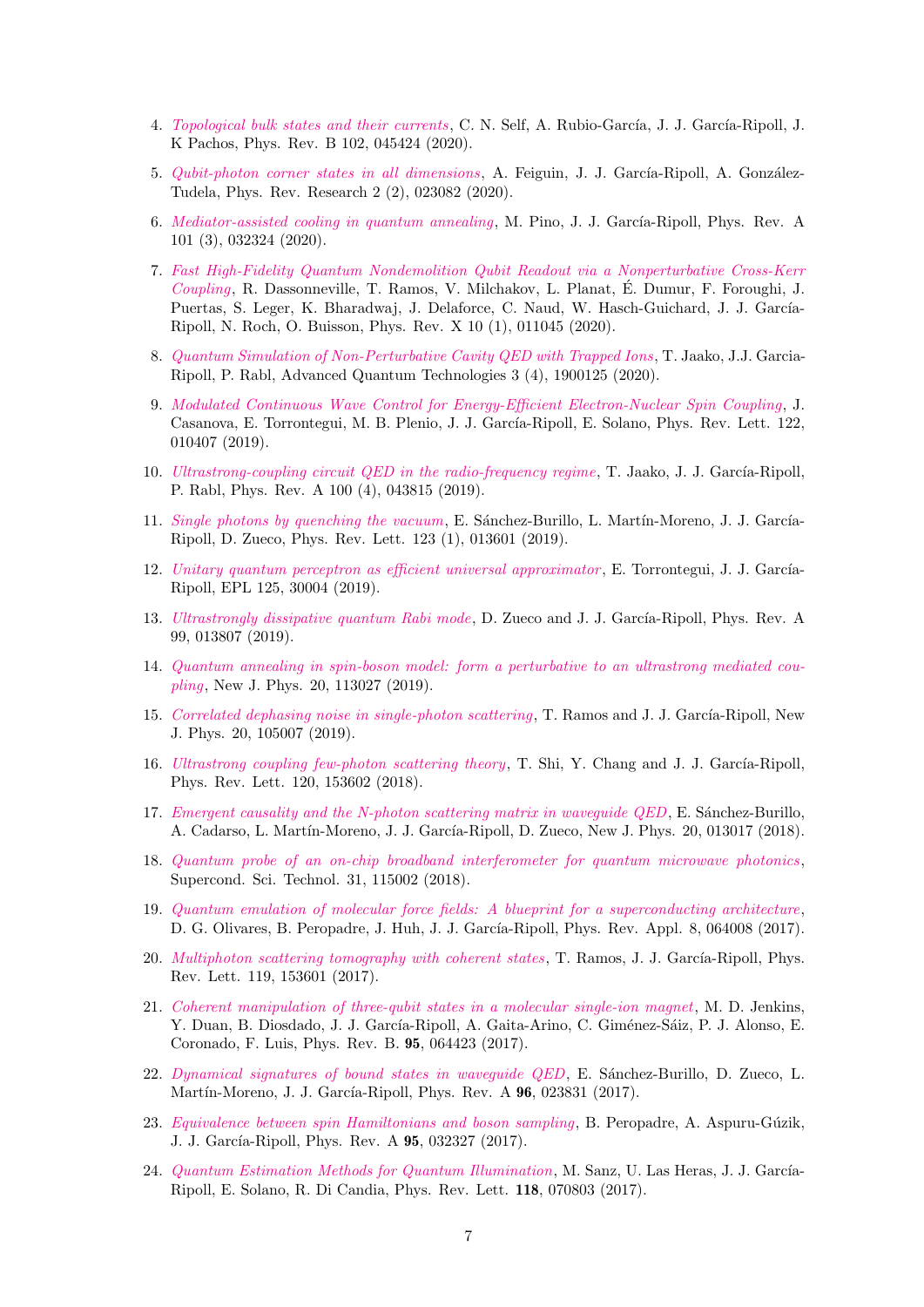4. *Topological bulk states and their currents*, C. N. Self, A. Rubio-García, J. J. García-Ripoll, J. K Pachos, Phys. Rev. B 102, 045424 (2020).

5. *Qubit-photon corner states in all dimensions*, A. Feiguin, J. J. García-Ripoll, A. González-Tudela, Phys. Rev. Research 2 (2), 023082 (2020).

6. *Mediator-assisted cooling in quantum annealing*, M. Pino, J. J. García-Ripoll, Phys. Rev. A 101 (3), 032324 (2020).

7. *Fast High-Fidelity Quantum Nondemolition Qubit Readout via a Nonperturbative Cross-Kerr Coupling*, R. Dassonneville, T. Ramos, V. Milchakov, L. Planat, É. Dumur, F. Foroughi, J. Puertas, S. Leger, K. Bharadwaj, J. Delaforce, C. Naud, W. Hasch-Guichard, J. J. García-Ripoll, N. Roch, O. Buisson, Phys. Rev. X 10 (1), 011045 (2020).

8. *Quantum Simulation of Non-Perturbative Cavity QED with Trapped Ions*, T. Jaako, J.J. Garcia-Ripoll, P. Rabl, Advanced Quantum Technologies 3 (4), 1900125 (2020).

9. *Modulated Continuous Wave Control for Energy-Efficient Electron-Nuclear Spin Coupling*, J. Casanova, E. Torrontegui, M. B. Plenio, J. J. García-Ripoll, E. Solano, Phys. Rev. Lett. 122, 010407 (2019).

10. *Ultrastrong-coupling circuit QED in the radio-frequency regime*, T. Jaako, J. J. García-Ripoll, P. Rabl, Phys. Rev. A 100 (4), 043815 (2019).

11. *Single photons by quenching the vacuum*, E. Sánchez-Burillo, L. Martín-Moreno, J. J. García-Ripoll, D. Zueco, Phys. Rev. Lett. 123 (1), 013601 (2019).

12. *Unitary quantum perceptron as efficient universal approximator*, E. Torrontegui, J. J. García-Ripoll, EPL 125, 30004 (2019).

13. *Ultrastrongly dissipative quantum Rabi mode*, D. Zueco and J. J. García-Ripoll, Phys. Rev. A 99, 013807 (2019).

14. *Quantum annealing in spin-boson model: form a perturbative to an ultrastrong mediated coupling*, New J. Phys. 20, 113027 (2019).

15. *Correlated dephasing noise in single-photon scattering*, T. Ramos and J. J. García-Ripoll, New J. Phys. 20, 105007 (2019).

16. *Ultrastrong coupling few-photon scattering theory*, T. Shi, Y. Chang and J. J. García-Ripoll, Phys. Rev. Lett. 120, 153602 (2018).

17. *Emergent causality and the N-photon scattering matrix in waveguide QED*, E. Sánchez-Burillo, A. Cadarso, L. Martín-Moreno, J. J. García-Ripoll, D. Zueco, New J. Phys. 20, 013017 (2018).

18. *Quantum probe of an on-chip broadband interferometer for quantum microwave photonics*, Supercond. Sci. Technol. 31, 115002 (2018).

19. *Quantum emulation of molecular force fields: A blueprint for a superconducting architecture*, D. G. Olivares, B. Peropadre, J. Huh, J. J. García-Ripoll, Phys. Rev. Appl. 8, 064008 (2017).

20. *Multiphoton scattering tomography with coherent states*, T. Ramos, J. J. García-Ripoll, Phys. Rev. Lett. 119, 153601 (2017).

21. *Coherent manipulation of three-qubit states in a molecular single-ion magnet*, M. D. Jenkins, Y. Duan, B. Diosdado, J. J. García-Ripoll, A. Gaita-Arino, C. Giménez-Sáiz, P. J. Alonso, E. Coronado, F. Luis, Phys. Rev. B. **95**, 064423 (2017).

22. *Dynamical signatures of bound states in waveguide QED*, E. Sánchez-Burillo, D. Zueco, L. Martín-Moreno, J. J. García-Ripoll, Phys. Rev. A **96**, 023831 (2017).

23. *Equivalence between spin Hamiltonians and boson sampling*, B. Peropadre, A. Aspuru-Gúzik, J. J. García-Ripoll, Phys. Rev. A **95**, 032327 (2017).

24. *Quantum Estimation Methods for Quantum Illumination*, M. Sanz, U. Las Heras, J. J. García-Ripoll, E. Solano, R. Di Candia, Phys. Rev. Lett. **118**, 070803 (2017).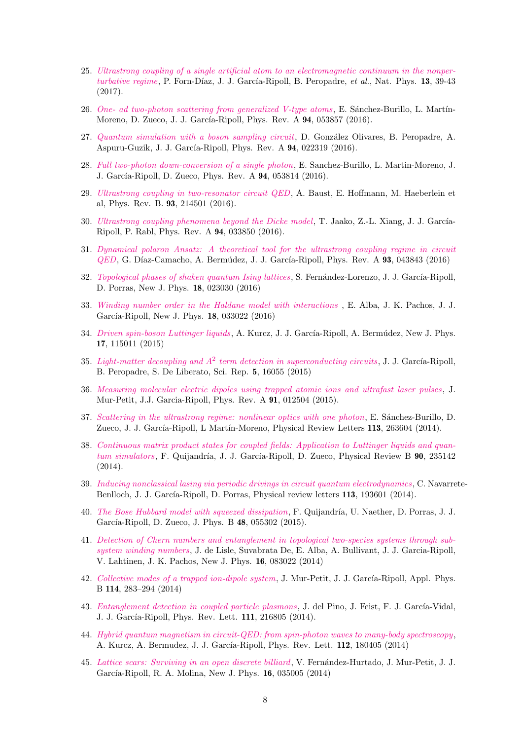25. *Ultrastrong coupling of a single artificial atom to an electromagnetic continuum in the nonperturbative regime*, P. Forn-Díaz, J. J. García-Ripoll, B. Peropadre, *et al.*, Nat. Phys. **13**, 39-43 (2017).

26. *One- ad two-photon scattering from generalized V-type atoms*, E. Sánchez-Burillo, L. Martín-Moreno, D. Zueco, J. J. García-Ripoll, Phys. Rev. A **94**, 053857 (2016).

27. *Quantum simulation with a boson sampling circuit*, D. González Olivares, B. Peropadre, A. Aspuru-Guzik, J. J. García-Ripoll, Phys. Rev. A **94**, 022319 (2016).

28. *Full two-photon down-conversion of a single photon*, E. Sanchez-Burillo, L. Martin-Moreno, J. J. García-Ripoll, D. Zueco, Phys. Rev. A **94**, 053814 (2016).

29. *Ultrastrong coupling in two-resonator circuit QED*, A. Baust, E. Hoffmann, M. Haeberlein et al, Phys. Rev. B. **93**, 214501 (2016).

30. *Ultrastrong coupling phenomena beyond the Dicke model*, T. Jaako, Z.-L. Xiang, J. J. García-Ripoll, P. Rabl, Phys. Rev. A **94**, 033850 (2016).

31. *Dynamical polaron Ansatz: A theoretical tool for the ultrastrong coupling regime in circuit QED*, G. Díaz-Camacho, A. Bermúdez, J. J. García-Ripoll, Phys. Rev. A **93**, 043843 (2016)

32. *Topological phases of shaken quantum Ising lattices*, S. Fernández-Lorenzo, J. J. García-Ripoll, D. Porras, New J. Phys. **18**, 023030 (2016)

33. *Winding number order in the Haldane model with interactions* , E. Alba, J. K. Pachos, J. J. García-Ripoll, New J. Phys. **18**, 033022 (2016)

34. *Driven spin-boson Luttinger liquids*, A. Kurcz, J. J. García-Ripoll, A. Bermúdez, New J. Phys. **17**, 115011 (2015)

35. *Light-matter decoupling and $A^2$ term detection in superconducting circuits*, J. J. García-Ripoll, B. Peropadre, S. De Liberato, Sci. Rep. **5**, 16055 (2015)

36. *Measuring molecular electric dipoles using trapped atomic ions and ultrafast laser pulses*, J. Mur-Petit, J.J. Garcia-Ripoll, Phys. Rev. A **91**, 012504 (2015).

37. *Scattering in the ultrastrong regime: nonlinear optics with one photon*, E. Sánchez-Burillo, D. Zueco, J. J. García-Ripoll, L Martín-Moreno, Physical Review Letters **113**, 263604 (2014).

38. *Continuous matrix product states for coupled fields: Application to Luttinger liquids and quantum simulators*, F. Quijandría, J. J. García-Ripoll, D. Zueco, Physical Review B **90**, 235142 (2014).

39. *Inducing nonclassical lasing via periodic drivings in circuit quantum electrodynamics*, C. Navarrete-Benlloch, J. J. García-Ripoll, D. Porras, Physical review letters **113**, 193601 (2014).

40. *The Bose Hubbard model with squeezed dissipation*, F. Quijandría, U. Naether, D. Porras, J. J. García-Ripoll, D. Zueco, J. Phys. B **48**, 055302 (2015).

41. *Detection of Chern numbers and entanglement in topological two-species systems through subsystem winding numbers*, J. de Lisle, Suvabrata De, E. Alba, A. Bullivant, J. J. Garcia-Ripoll, V. Lahtinen, J. K. Pachos, New J. Phys. **16**, 083022 (2014)

42. *Collective modes of a trapped ion-dipole system*, J. Mur-Petit, J. J. García-Ripoll, Appl. Phys. B **114**, 283–294 (2014)

43. *Entanglement detection in coupled particle plasmons*, J. del Pino, J. Feist, F. J. García-Vidal, J. J. García-Ripoll, Phys. Rev. Lett. **111**, 216805 (2014).

44. *Hybrid quantum magnetism in circuit-QED: from spin-photon waves to many-body spectroscopy*, A. Kurcz, A. Bermudez, J. J. García-Ripoll, Phys. Rev. Lett. **112**, 180405 (2014)

45. *Lattice scars: Surviving in an open discrete billiard*, V. Fernández-Hurtado, J. Mur-Petit, J. J. García-Ripoll, R. A. Molina, New J. Phys. **16**, 035005 (2014)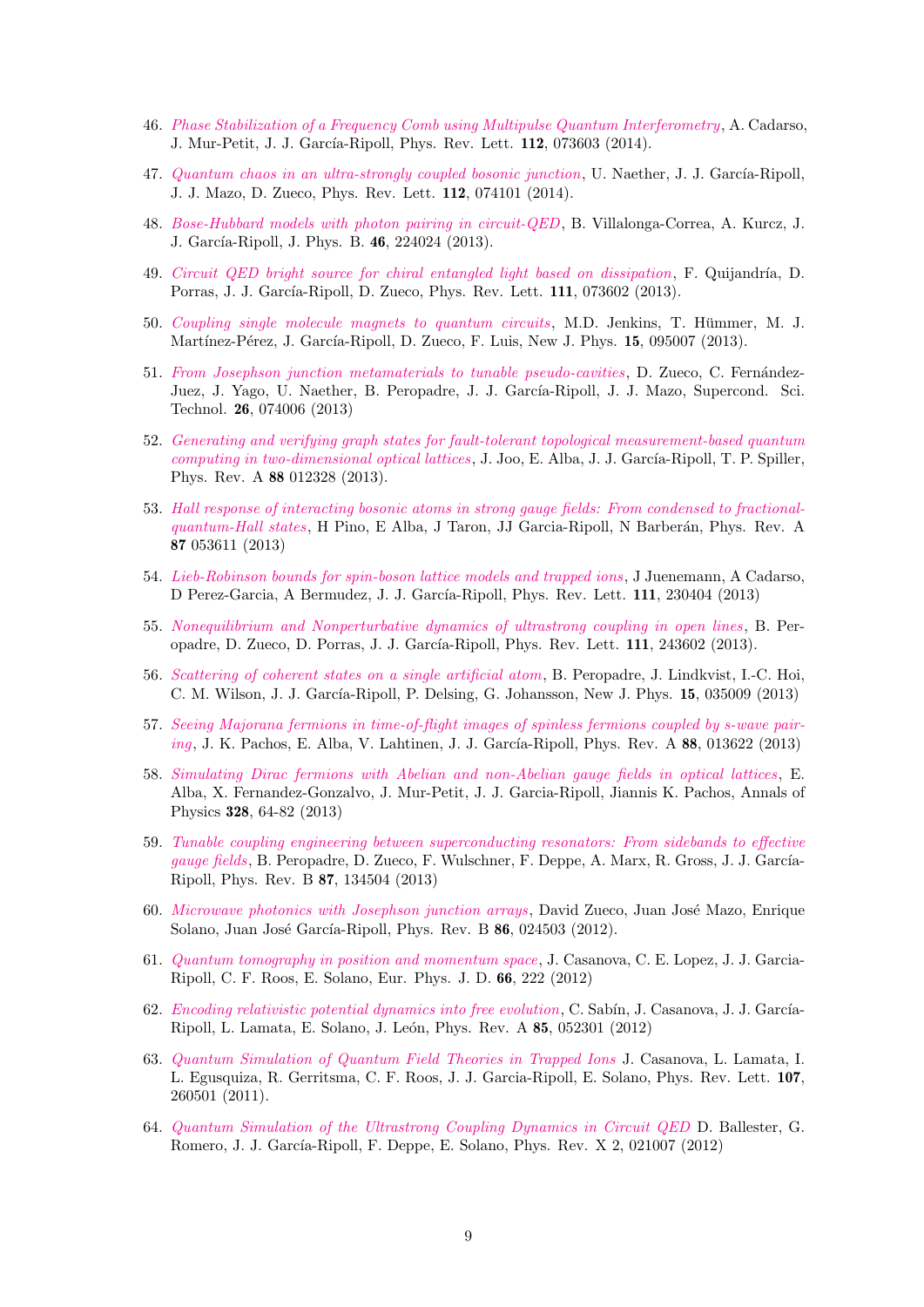46. *Phase Stabilization of a Frequency Comb using Multipulse Quantum Interferometry*, A. Cadarso, J. Mur-Petit, J. J. García-Ripoll, Phys. Rev. Lett. **112**, 073603 (2014).

47. *Quantum chaos in an ultra-strongly coupled bosonic junction*, U. Naether, J. J. García-Ripoll, J. J. Mazo, D. Zueco, Phys. Rev. Lett. **112**, 074101 (2014).

48. *Bose-Hubbard models with photon pairing in circuit-QED*, B. Villalonga-Correa, A. Kurcz, J. J. García-Ripoll, J. Phys. B. **46**, 224024 (2013).

49. *Circuit QED bright source for chiral entangled light based on dissipation*, F. Quijandría, D. Porras, J. J. García-Ripoll, D. Zueco, Phys. Rev. Lett. **111**, 073602 (2013).

50. *Coupling single molecule magnets to quantum circuits*, M.D. Jenkins, T. Hümmer, M. J. Martínez-Pérez, J. García-Ripoll, D. Zueco, F. Luis, New J. Phys. **15**, 095007 (2013).

51. *From Josephson junction metamaterials to tunable pseudo-cavities*, D. Zueco, C. Fernández-Juez, J. Yago, U. Naether, B. Peropadre, J. J. García-Ripoll, J. J. Mazo, Supercond. Sci. Technol. **26**, 074006 (2013)

52. *Generating and verifying graph states for fault-tolerant topological measurement-based quantum computing in two-dimensional optical lattices*, J. Joo, E. Alba, J. J. García-Ripoll, T. P. Spiller, Phys. Rev. A **88** 012328 (2013).

53. *Hall response of interacting bosonic atoms in strong gauge fields: From condensed to fractional-quantum-Hall states*, H Pino, E Alba, J Taron, JJ Garcia-Ripoll, N Barberán, Phys. Rev. A **87** 053611 (2013)

54. *Lieb-Robinson bounds for spin-boson lattice models and trapped ions*, J Juenemann, A Cadarso, D Perez-Garcia, A Bermudez, J. J. García-Ripoll, Phys. Rev. Lett. **111**, 230404 (2013)

55. *Nonequilibrium and Nonperturbative dynamics of ultrastrong coupling in open lines*, B. Peropadre, D. Zueco, D. Porras, J. J. García-Ripoll, Phys. Rev. Lett. **111**, 243602 (2013).

56. *Scattering of coherent states on a single artificial atom*, B. Peropadre, J. Lindkvist, I.-C. Hoi, C. M. Wilson, J. J. García-Ripoll, P. Delsing, G. Johansson, New J. Phys. **15**, 035009 (2013)

57. *Seeing Majorana fermions in time-of-flight images of spinless fermions coupled by s-wave pairing*, J. K. Pachos, E. Alba, V. Lahtinen, J. J. García-Ripoll, Phys. Rev. A **88**, 013622 (2013)

58. *Simulating Dirac fermions with Abelian and non-Abelian gauge fields in optical lattices*, E. Alba, X. Fernandez-Gonzalvo, J. Mur-Petit, J. J. Garcia-Ripoll, Jiannis K. Pachos, Annals of Physics **328**, 64-82 (2013)

59. *Tunable coupling engineering between superconducting resonators: From sidebands to effective gauge fields*, B. Peropadre, D. Zueco, F. Wulschner, F. Deppe, A. Marx, R. Gross, J. J. García-Ripoll, Phys. Rev. B **87**, 134504 (2013)

60. *Microwave photonics with Josephson junction arrays*, David Zueco, Juan José Mazo, Enrique Solano, Juan José García-Ripoll, Phys. Rev. B **86**, 024503 (2012).

61. *Quantum tomography in position and momentum space*, J. Casanova, C. E. Lopez, J. J. Garcia-Ripoll, C. F. Roos, E. Solano, Eur. Phys. J. D. **66**, 222 (2012)

62. *Encoding relativistic potential dynamics into free evolution*, C. Sabín, J. Casanova, J. J. García-Ripoll, L. Lamata, E. Solano, J. León, Phys. Rev. A **85**, 052301 (2012)

63. *Quantum Simulation of Quantum Field Theories in Trapped Ions* J. Casanova, L. Lamata, I. L. Egusquiza, R. Gerritsma, C. F. Roos, J. J. Garcia-Ripoll, E. Solano, Phys. Rev. Lett. **107**, 260501 (2011).

64. *Quantum Simulation of the Ultrastrong Coupling Dynamics in Circuit QED* D. Ballester, G. Romero, J. J. García-Ripoll, F. Deppe, E. Solano, Phys. Rev. X 2, 021007 (2012)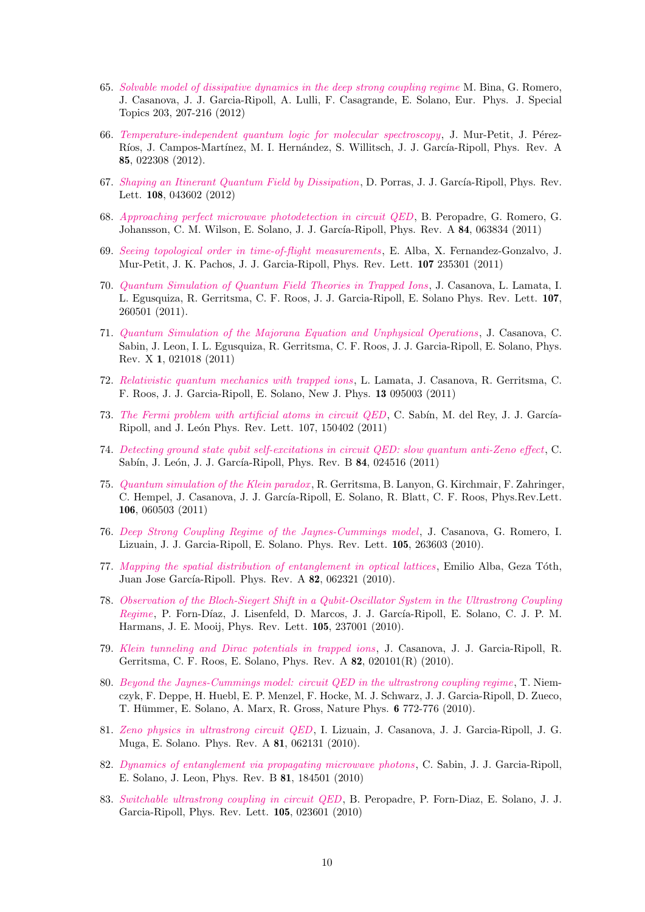65. *Solvable model of dissipative dynamics in the deep strong coupling regime* M. Bina, G. Romero, J. Casanova, J. J. Garcia-Ripoll, A. Lulli, F. Casagrande, E. Solano, Eur. Phys. J. Special Topics 203, 207-216 (2012)

66. *Temperature-independent quantum logic for molecular spectroscopy*, J. Mur-Petit, J. Pérez-Ríos, J. Campos-Martínez, M. I. Hernández, S. Willitsch, J. J. García-Ripoll, Phys. Rev. A **85**, 022308 (2012).

67. *Shaping an Itinerant Quantum Field by Dissipation*, D. Porras, J. J. García-Ripoll, Phys. Rev. Lett. **108**, 043602 (2012)

68. *Approaching perfect microwave photodetection in circuit QED*, B. Peropadre, G. Romero, G. Johansson, C. M. Wilson, E. Solano, J. J. García-Ripoll, Phys. Rev. A **84**, 063834 (2011)

69. *Seeing topological order in time-of-flight measurements*, E. Alba, X. Fernandez-Gonzalvo, J. Mur-Petit, J. K. Pachos, J. J. Garcia-Ripoll, Phys. Rev. Lett. **107** 235301 (2011)

70. *Quantum Simulation of Quantum Field Theories in Trapped Ions*, J. Casanova, L. Lamata, I. L. Egusquiza, R. Gerritsma, C. F. Roos, J. J. Garcia-Ripoll, E. Solano Phys. Rev. Lett. **107**, 260501 (2011).

71. *Quantum Simulation of the Majorana Equation and Unphysical Operations*, J. Casanova, C. Sabin, J. Leon, I. L. Egusquiza, R. Gerritsma, C. F. Roos, J. J. Garcia-Ripoll, E. Solano, Phys. Rev. X **1**, 021018 (2011)

72. *Relativistic quantum mechanics with trapped ions*, L. Lamata, J. Casanova, R. Gerritsma, C. F. Roos, J. J. Garcia-Ripoll, E. Solano, New J. Phys. **13** 095003 (2011)

73. *The Fermi problem with artificial atoms in circuit QED*, C. Sabín, M. del Rey, J. J. García-Ripoll, and J. León Phys. Rev. Lett. 107, 150402 (2011)

74. *Detecting ground state qubit self-excitations in circuit QED: slow quantum anti-Zeno effect*, C. Sabín, J. León, J. J. García-Ripoll, Phys. Rev. B **84**, 024516 (2011)

75. *Quantum simulation of the Klein paradox*, R. Gerritsma, B. Lanyon, G. Kirchmair, F. Zahringer, C. Hempel, J. Casanova, J. J. García-Ripoll, E. Solano, R. Blatt, C. F. Roos, Phys.Rev.Lett. **106**, 060503 (2011)

76. *Deep Strong Coupling Regime of the Jaynes-Cummings model*, J. Casanova, G. Romero, I. Lizuain, J. J. Garcia-Ripoll, E. Solano. Phys. Rev. Lett. **105**, 263603 (2010).

77. *Mapping the spatial distribution of entanglement in optical lattices*, Emilio Alba, Geza Tóth, Juan Jose García-Ripoll. Phys. Rev. A **82**, 062321 (2010).

78. *Observation of the Bloch-Siegert Shift in a Qubit-Oscillator System in the Ultrastrong Coupling Regime*, P. Forn-Díaz, J. Lisenfeld, D. Marcos, J. J. García-Ripoll, E. Solano, C. J. P. M. Harmans, J. E. Mooij, Phys. Rev. Lett. **105**, 237001 (2010).

79. *Klein tunneling and Dirac potentials in trapped ions*, J. Casanova, J. J. Garcia-Ripoll, R. Gerritsma, C. F. Roos, E. Solano, Phys. Rev. A **82**, 020101(R) (2010).

80. *Beyond the Jaynes-Cummings model: circuit QED in the ultrastrong coupling regime*, T. Niemczyk, F. Deppe, H. Huebl, E. P. Menzel, F. Hocke, M. J. Schwarz, J. J. Garcia-Ripoll, D. Zueco, T. Hümmer, E. Solano, A. Marx, R. Gross, Nature Phys. **6** 772-776 (2010).

81. *Zeno physics in ultrastrong circuit QED*, I. Lizuain, J. Casanova, J. J. Garcia-Ripoll, J. G. Muga, E. Solano. Phys. Rev. A **81**, 062131 (2010).

82. *Dynamics of entanglement via propagating microwave photons*, C. Sabin, J. J. Garcia-Ripoll, E. Solano, J. Leon, Phys. Rev. B **81**, 184501 (2010)

83. *Switchable ultrastrong coupling in circuit QED*, B. Peropadre, P. Forn-Diaz, E. Solano, J. J. Garcia-Ripoll, Phys. Rev. Lett. **105**, 023601 (2010)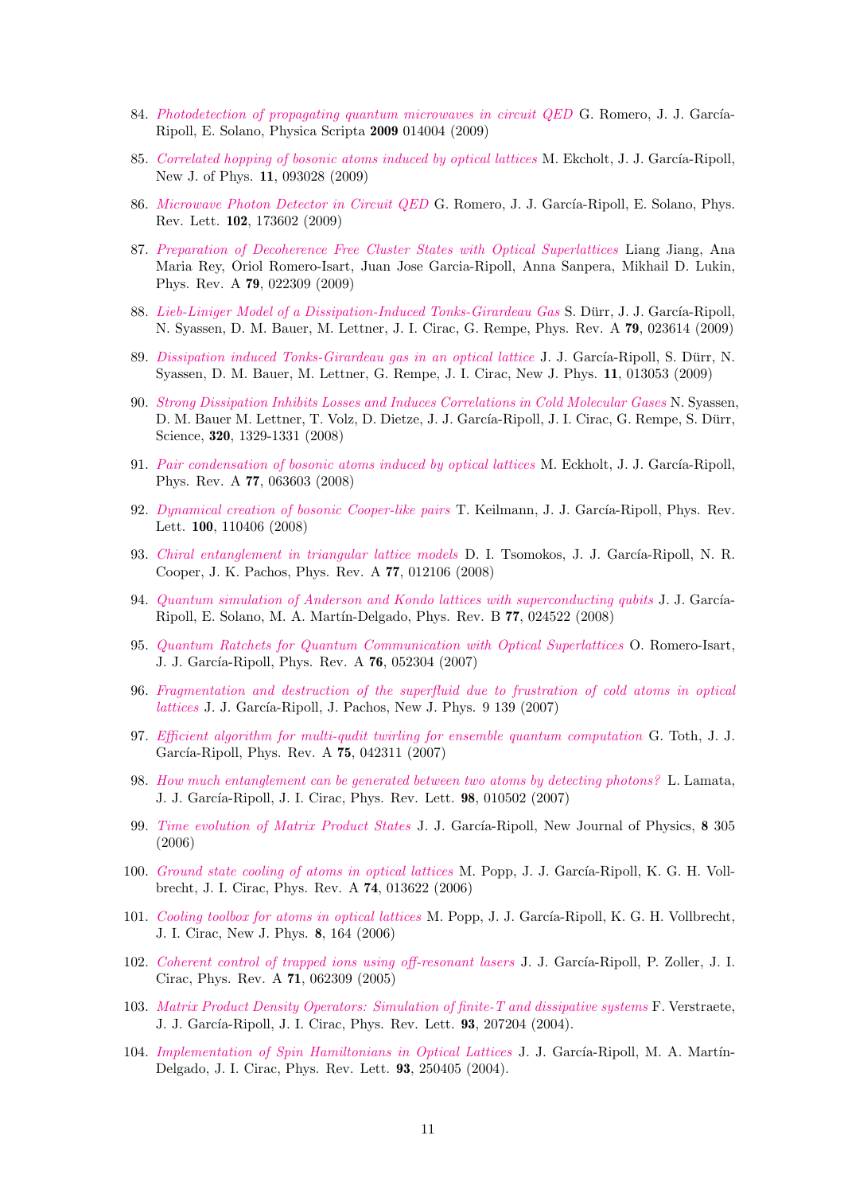84. *Photodetection of propagating quantum microwaves in circuit QED* G. Romero, J. J. García-Ripoll, E. Solano, Physica Scripta **2009** 014004 (2009)

85. *Correlated hopping of bosonic atoms induced by optical lattices* M. Ekcholt, J. J. García-Ripoll, New J. of Phys. **11**, 093028 (2009)

86. *Microwave Photon Detector in Circuit QED* G. Romero, J. J. García-Ripoll, E. Solano, Phys. Rev. Lett. **102**, 173602 (2009)

87. *Preparation of Decoherence Free Cluster States with Optical Superlattices* Liang Jiang, Ana Maria Rey, Oriol Romero-Isart, Juan Jose Garcia-Ripoll, Anna Sanpera, Mikhail D. Lukin, Phys. Rev. A **79**, 022309 (2009)

88. *Lieb-Liniger Model of a Dissipation-Induced Tonks-Girardeau Gas* S. Dürr, J. J. García-Ripoll, N. Syassen, D. M. Bauer, M. Lettner, J. I. Cirac, G. Rempe, Phys. Rev. A **79**, 023614 (2009)

89. *Dissipation induced Tonks-Girardeau gas in an optical lattice* J. J. García-Ripoll, S. Dürr, N. Syassen, D. M. Bauer, M. Lettner, G. Rempe, J. I. Cirac, New J. Phys. **11**, 013053 (2009)

90. *Strong Dissipation Inhibits Losses and Induces Correlations in Cold Molecular Gases* N. Syassen, D. M. Bauer M. Lettner, T. Volz, D. Dietze, J. J. García-Ripoll, J. I. Cirac, G. Rempe, S. Dürr, Science, **320**, 1329-1331 (2008)

91. *Pair condensation of bosonic atoms induced by optical lattices* M. Eckholt, J. J. García-Ripoll, Phys. Rev. A **77**, 063603 (2008)

92. *Dynamical creation of bosonic Cooper-like pairs* T. Keilmann, J. J. García-Ripoll, Phys. Rev. Lett. **100**, 110406 (2008)

93. *Chiral entanglement in triangular lattice models* D. I. Tsomokos, J. J. García-Ripoll, N. R. Cooper, J. K. Pachos, Phys. Rev. A **77**, 012106 (2008)

94. *Quantum simulation of Anderson and Kondo lattices with superconducting qubits* J. J. García-Ripoll, E. Solano, M. A. Martín-Delgado, Phys. Rev. B **77**, 024522 (2008)

95. *Quantum Ratchets for Quantum Communication with Optical Superlattices* O. Romero-Isart, J. J. García-Ripoll, Phys. Rev. A **76**, 052304 (2007)

96. *Fragmentation and destruction of the superfluid due to frustration of cold atoms in optical lattices* J. J. García-Ripoll, J. Pachos, New J. Phys. 9 139 (2007)

97. *Efficient algorithm for multi-qudit twirling for ensemble quantum computation* G. Toth, J. J. García-Ripoll, Phys. Rev. A **75**, 042311 (2007)

98. *How much entanglement can be generated between two atoms by detecting photons?* L. Lamata, J. J. García-Ripoll, J. I. Cirac, Phys. Rev. Lett. **98**, 010502 (2007)

99. *Time evolution of Matrix Product States* J. J. García-Ripoll, New Journal of Physics, **8** 305 (2006)

100. *Ground state cooling of atoms in optical lattices* M. Popp, J. J. García-Ripoll, K. G. H. Vollbrecht, J. I. Cirac, Phys. Rev. A **74**, 013622 (2006)

101. *Cooling toolbox for atoms in optical lattices* M. Popp, J. J. García-Ripoll, K. G. H. Vollbrecht, J. I. Cirac, New J. Phys. **8**, 164 (2006)

102. *Coherent control of trapped ions using off-resonant lasers* J. J. García-Ripoll, P. Zoller, J. I. Cirac, Phys. Rev. A **71**, 062309 (2005)

103. *Matrix Product Density Operators: Simulation of finite-T and dissipative systems* F. Verstraete, J. J. García-Ripoll, J. I. Cirac, Phys. Rev. Lett. **93**, 207204 (2004).

104. *Implementation of Spin Hamiltonians in Optical Lattices* J. J. García-Ripoll, M. A. Martín-Delgado, J. I. Cirac, Phys. Rev. Lett. **93**, 250405 (2004).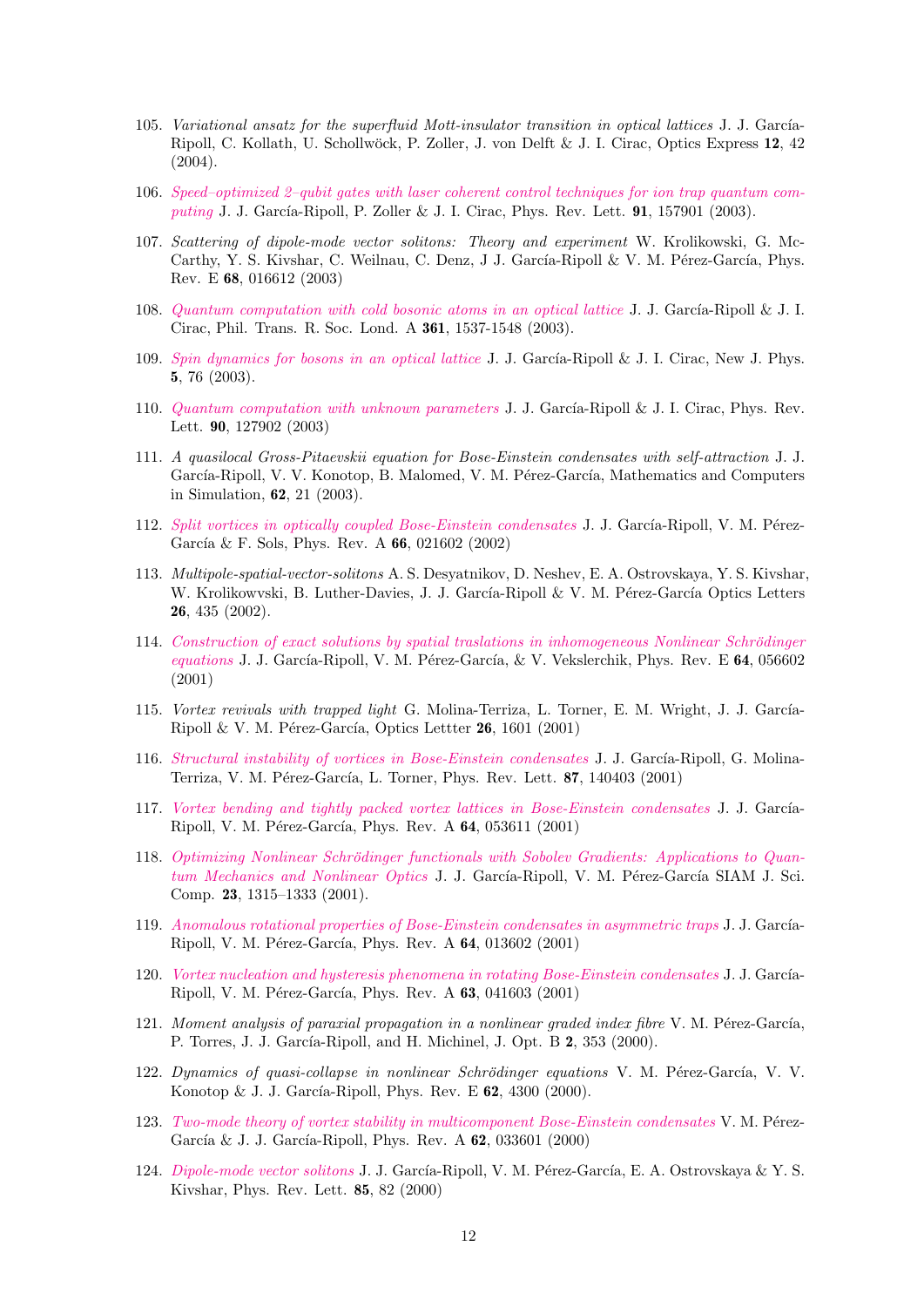105. *Variational ansatz for the superfluid Mott-insulator transition in optical lattices* J. J. García-Ripoll, C. Kollath, U. Schollwöck, P. Zoller, J. von Delft & J. I. Cirac, Optics Express **12**, 42 (2004).

106. *Speed–optimized 2–qubit gates with laser coherent control techniques for ion trap quantum computing* J. J. García-Ripoll, P. Zoller & J. I. Cirac, Phys. Rev. Lett. **91**, 157901 (2003).

107. *Scattering of dipole-mode vector solitons: Theory and experiment* W. Krolikowski, G. McCarthy, Y. S. Kivshar, C. Weilnau, C. Denz, J J. García-Ripoll & V. M. Pérez-García, Phys. Rev. E **68**, 016612 (2003)

108. *Quantum computation with cold bosonic atoms in an optical lattice* J. J. García-Ripoll & J. I. Cirac, Phil. Trans. R. Soc. Lond. A **361**, 1537-1548 (2003).

109. *Spin dynamics for bosons in an optical lattice* J. J. García-Ripoll & J. I. Cirac, New J. Phys. **5**, 76 (2003).

110. *Quantum computation with unknown parameters* J. J. García-Ripoll & J. I. Cirac, Phys. Rev. Lett. **90**, 127902 (2003)

111. *A quasilocal Gross-Pitaevskii equation for Bose-Einstein condensates with self-attraction* J. J. García-Ripoll, V. V. Konotop, B. Malomed, V. M. Pérez-García, Mathematics and Computers in Simulation, **62**, 21 (2003).

112. *Split vortices in optically coupled Bose-Einstein condensates* J. J. García-Ripoll, V. M. Pérez-García & F. Sols, Phys. Rev. A **66**, 021602 (2002)

113. *Multipole-spatial-vector-solitons* A. S. Desyatnikov, D. Neshev, E. A. Ostrovskaya, Y. S. Kivshar, W. Krolikowvski, B. Luther-Davies, J. J. García-Ripoll & V. M. Pérez-García Optics Letters **26**, 435 (2002).

114. *Construction of exact solutions by spatial traslations in inhomogeneous Nonlinear Schrödinger equations* J. J. García-Ripoll, V. M. Pérez-García, & V. Vekslerchik, Phys. Rev. E **64**, 056602 (2001)

115. *Vortex revivals with trapped light* G. Molina-Terriza, L. Torner, E. M. Wright, J. J. García-Ripoll & V. M. Pérez-García, Optics Lettter **26**, 1601 (2001)

116. *Structural instability of vortices in Bose-Einstein condensates* J. J. García-Ripoll, G. Molina-Terriza, V. M. Pérez-García, L. Torner, Phys. Rev. Lett. **87**, 140403 (2001)

117. *Vortex bending and tightly packed vortex lattices in Bose-Einstein condensates* J. J. García-Ripoll, V. M. Pérez-García, Phys. Rev. A **64**, 053611 (2001)

118. *Optimizing Nonlinear Schrödinger functionals with Sobolev Gradients: Applications to Quantum Mechanics and Nonlinear Optics* J. J. García-Ripoll, V. M. Pérez-García SIAM J. Sci. Comp. **23**, 1315–1333 (2001).

119. *Anomalous rotational properties of Bose-Einstein condensates in asymmetric traps* J. J. García-Ripoll, V. M. Pérez-García, Phys. Rev. A **64**, 013602 (2001)

120. *Vortex nucleation and hysteresis phenomena in rotating Bose-Einstein condensates* J. J. García-Ripoll, V. M. Pérez-García, Phys. Rev. A **63**, 041603 (2001)

121. *Moment analysis of paraxial propagation in a nonlinear graded index fibre* V. M. Pérez-García, P. Torres, J. J. García-Ripoll, and H. Michinel, J. Opt. B **2**, 353 (2000).

122. *Dynamics of quasi-collapse in nonlinear Schrödinger equations* V. M. Pérez-García, V. V. Konotop & J. J. García-Ripoll, Phys. Rev. E **62**, 4300 (2000).

123. *Two-mode theory of vortex stability in multicomponent Bose-Einstein condensates* V. M. Pérez-García & J. J. García-Ripoll, Phys. Rev. A **62**, 033601 (2000)

124. *Dipole-mode vector solitons* J. J. García-Ripoll, V. M. Pérez-García, E. A. Ostrovskaya & Y. S. Kivshar, Phys. Rev. Lett. **85**, 82 (2000)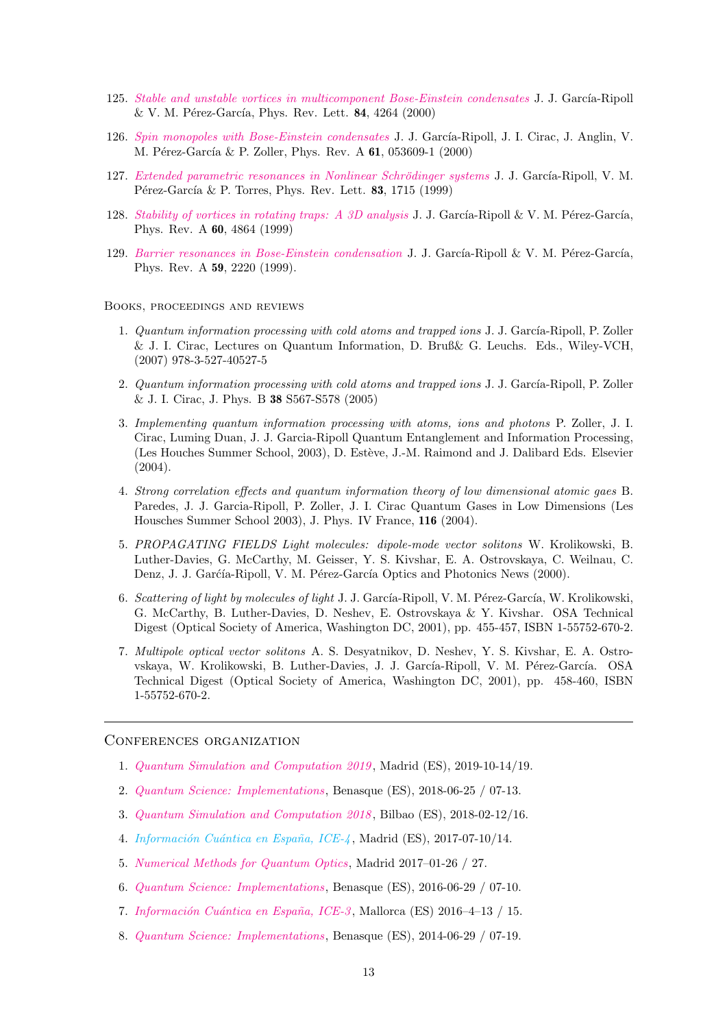125. *Stable and unstable vortices in multicomponent Bose-Einstein condensates* J. J. García-Ripoll & V. M. Pérez-García, Phys. Rev. Lett. **84**, 4264 (2000)

126. *Spin monopoles with Bose-Einstein condensates* J. J. García-Ripoll, J. I. Cirac, J. Anglin, V. M. Pérez-García & P. Zoller, Phys. Rev. A **61**, 053609-1 (2000)

127. *Extended parametric resonances in Nonlinear Schrödinger systems* J. J. García-Ripoll, V. M. Pérez-García & P. Torres, Phys. Rev. Lett. **83**, 1715 (1999)

128. *Stability of vortices in rotating traps: A 3D analysis* J. J. García-Ripoll & V. M. Pérez-García, Phys. Rev. A **60**, 4864 (1999)

129. *Barrier resonances in Bose-Einstein condensation* J. J. García-Ripoll & V. M. Pérez-García, Phys. Rev. A **59**, 2220 (1999).

Books, proceedings and reviews

1. *Quantum information processing with cold atoms and trapped ions* J. J. García-Ripoll, P. Zoller & J. I. Cirac, Lectures on Quantum Information, D. Bruß& G. Leuchs. Eds., Wiley-VCH, (2007) 978-3-527-40527-5

2. *Quantum information processing with cold atoms and trapped ions* J. J. García-Ripoll, P. Zoller & J. I. Cirac, J. Phys. B **38** S567-S578 (2005)

3. *Implementing quantum information processing with atoms, ions and photons* P. Zoller, J. I. Cirac, Luming Duan, J. J. Garcia-Ripoll Quantum Entanglement and Information Processing, (Les Houches Summer School, 2003), D. Estève, J.-M. Raimond and J. Dalibard Eds. Elsevier (2004).

4. *Strong correlation effects and quantum information theory of low dimensional atomic gaes* B. Paredes, J. J. Garcia-Ripoll, P. Zoller, J. I. Cirac Quantum Gases in Low Dimensions (Les Housches Summer School 2003), J. Phys. IV France, **116** (2004).

5. *PROPAGATING FIELDS Light molecules: dipole-mode vector solitons* W. Krolikowski, B. Luther-Davies, G. McCarthy, M. Geisser, Y. S. Kivshar, E. A. Ostrovskaya, C. Weilnau, C. Denz, J. J. Garćía-Ripoll, V. M. Pérez-García Optics and Photonics News (2000).

6. *Scattering of light by molecules of light* J. J. García-Ripoll, V. M. Pérez-García, W. Krolikowski, G. McCarthy, B. Luther-Davies, D. Neshev, E. Ostrovskaya & Y. Kivshar. OSA Technical Digest (Optical Society of America, Washington DC, 2001), pp. 455-457, ISBN 1-55752-670-2.

7. *Multipole optical vector solitons* A. S. Desyatnikov, D. Neshev, Y. S. Kivshar, E. A. Ostrovskaya, W. Krolikowski, B. Luther-Davies, J. J. García-Ripoll, V. M. Pérez-García. OSA Technical Digest (Optical Society of America, Washington DC, 2001), pp. 458-460, ISBN 1-55752-670-2.

---

## Conferences organization

1. *Quantum Simulation and Computation 2019*, Madrid (ES), 2019-10-14/19.
2. *Quantum Science: Implementations*, Benasque (ES), 2018-06-25 / 07-13.
3. *Quantum Simulation and Computation 2018*, Bilbao (ES), 2018-02-12/16.
4. *Información Cuántica en España, ICE-4*, Madrid (ES), 2017-07-10/14.
5. *Numerical Methods for Quantum Optics*, Madrid 2017–01-26 / 27.
6. *Quantum Science: Implementations*, Benasque (ES), 2016-06-29 / 07-10.
7. *Información Cuántica en España, ICE-3*, Mallorca (ES) 2016–4–13 / 15.
8. *Quantum Science: Implementations*, Benasque (ES), 2014-06-29 / 07-19.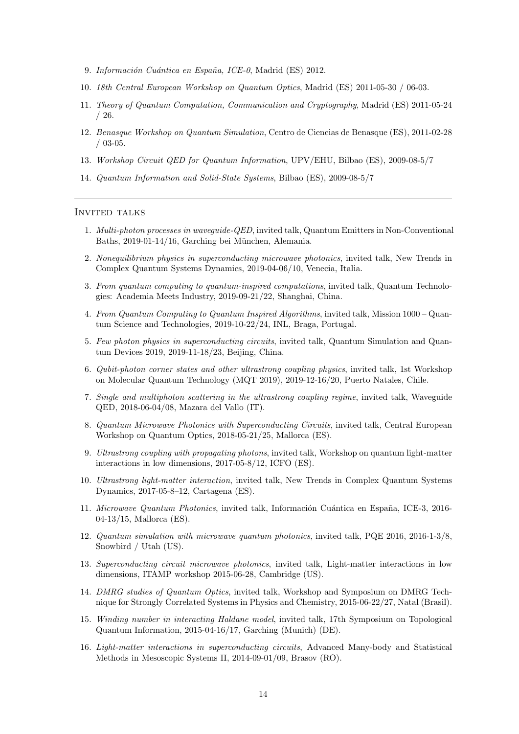9. *Información Cuántica en España, ICE-0*, Madrid (ES) 2012.

10. *18th Central European Workshop on Quantum Optics*, Madrid (ES) 2011-05-30 / 06-03.

11. *Theory of Quantum Computation, Communication and Cryptography*, Madrid (ES) 2011-05-24 / 26.

12. *Benasque Workshop on Quantum Simulation*, Centro de Ciencias de Benasque (ES), 2011-02-28 / 03-05.

13. *Workshop Circuit QED for Quantum Information*, UPV/EHU, Bilbao (ES), 2009-08-5/7

14. *Quantum Information and Solid-State Systems*, Bilbao (ES), 2009-08-5/7

---

## Invited talks

1. *Multi-photon processes in waveguide-QED*, invited talk, Quantum Emitters in Non-Conventional Baths, 2019-01-14/16, Garching bei München, Alemania.

2. *Nonequilibrium physics in superconducting microwave photonics*, invited talk, New Trends in Complex Quantum Systems Dynamics, 2019-04-06/10, Venecia, Italia.

3. *From quantum computing to quantum-inspired computations*, invited talk, Quantum Technologies: Academia Meets Industry, 2019-09-21/22, Shanghai, China.

4. *From Quantum Computing to Quantum Inspired Algorithms*, invited talk, Mission 1000 – Quantum Science and Technologies, 2019-10-22/24, INL, Braga, Portugal.

5. *Few photon physics in superconducting circuits*, invited talk, Quantum Simulation and Quantum Devices 2019, 2019-11-18/23, Beijing, China.

6. *Qubit-photon corner states and other ultrastrong coupling physics*, invited talk, 1st Workshop on Molecular Quantum Technology (MQT 2019), 2019-12-16/20, Puerto Natales, Chile.

7. *Single and multiphoton scattering in the ultrastrong coupling regime*, invited talk, Waveguide QED, 2018-06-04/08, Mazara del Vallo (IT).

8. *Quantum Microwave Photonics with Superconducting Circuits*, invited talk, Central European Workshop on Quantum Optics, 2018-05-21/25, Mallorca (ES).

9. *Ultrastrong coupling with propagating photons*, invited talk, Workshop on quantum light-matter interactions in low dimensions, 2017-05-8/12, ICFO (ES).

10. *Ultrastrong light-matter interaction*, invited talk, New Trends in Complex Quantum Systems Dynamics, 2017-05-8–12, Cartagena (ES).

11. *Microwave Quantum Photonics*, invited talk, Información Cuántica en España, ICE-3, 2016-04-13/15, Mallorca (ES).

12. *Quantum simulation with microwave quantum photonics*, invited talk, PQE 2016, 2016-1-3/8, Snowbird / Utah (US).

13. *Superconducting circuit microwave photonics*, invited talk, Light-matter interactions in low dimensions, ITAMP workshop 2015-06-28, Cambridge (US).

14. *DMRG studies of Quantum Optics*, invited talk, Workshop and Symposium on DMRG Technique for Strongly Correlated Systems in Physics and Chemistry, 2015-06-22/27, Natal (Brasil).

15. *Winding number in interacting Haldane model*, invited talk, 17th Symposium on Topological Quantum Information, 2015-04-16/17, Garching (Munich) (DE).

16. *Light-matter interactions in superconducting circuits*, Advanced Many-body and Statistical Methods in Mesoscopic Systems II, 2014-09-01/09, Brasov (RO).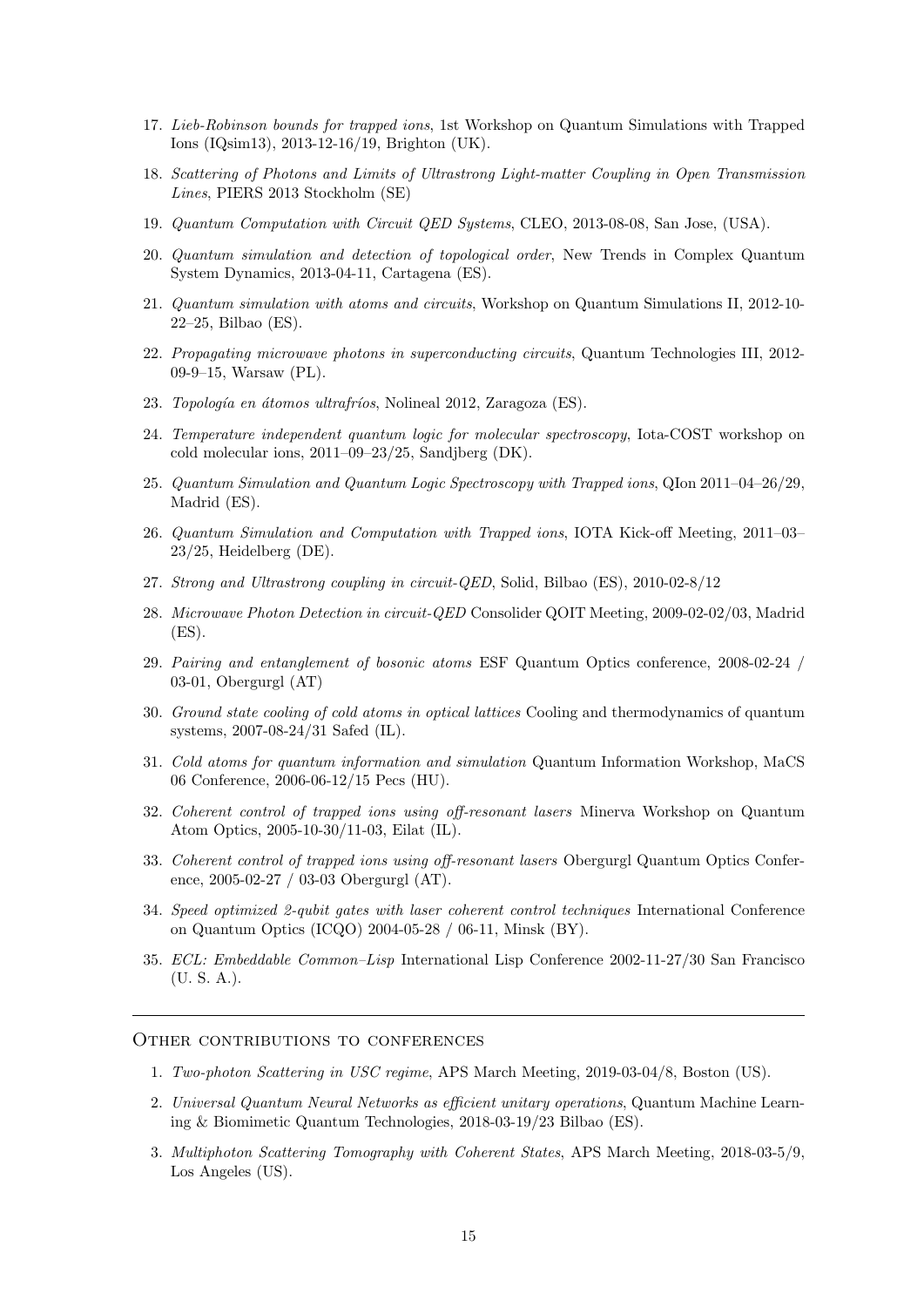17. *Lieb-Robinson bounds for trapped ions*, 1st Workshop on Quantum Simulations with Trapped Ions (IQsim13), 2013-12-16/19, Brighton (UK).

18. *Scattering of Photons and Limits of Ultrastrong Light-matter Coupling in Open Transmission Lines*, PIERS 2013 Stockholm (SE)

19. *Quantum Computation with Circuit QED Systems*, CLEO, 2013-08-08, San Jose, (USA).

20. *Quantum simulation and detection of topological order*, New Trends in Complex Quantum System Dynamics, 2013-04-11, Cartagena (ES).

21. *Quantum simulation with atoms and circuits*, Workshop on Quantum Simulations II, 2012-10-22–25, Bilbao (ES).

22. *Propagating microwave photons in superconducting circuits*, Quantum Technologies III, 2012-09-9–15, Warsaw (PL).

23. *Topología en átomos ultrafríos*, Nolineal 2012, Zaragoza (ES).

24. *Temperature independent quantum logic for molecular spectroscopy*, Iota-COST workshop on cold molecular ions, 2011–09–23/25, Sandjberg (DK).

25. *Quantum Simulation and Quantum Logic Spectroscopy with Trapped ions*, QIon 2011–04–26/29, Madrid (ES).

26. *Quantum Simulation and Computation with Trapped ions*, IOTA Kick-off Meeting, 2011–03–23/25, Heidelberg (DE).

27. *Strong and Ultrastrong coupling in circuit-QED*, Solid, Bilbao (ES), 2010-02-8/12

28. *Microwave Photon Detection in circuit-QED* Consolider QOIT Meeting, 2009-02-02/03, Madrid (ES).

29. *Pairing and entanglement of bosonic atoms* ESF Quantum Optics conference, 2008-02-24 / 03-01, Obergurgl (AT)

30. *Ground state cooling of cold atoms in optical lattices* Cooling and thermodynamics of quantum systems, 2007-08-24/31 Safed (IL).

31. *Cold atoms for quantum information and simulation* Quantum Information Workshop, MaCS 06 Conference, 2006-06-12/15 Pecs (HU).

32. *Coherent control of trapped ions using off-resonant lasers* Minerva Workshop on Quantum Atom Optics, 2005-10-30/11-03, Eilat (IL).

33. *Coherent control of trapped ions using off-resonant lasers* Obergurgl Quantum Optics Conference, 2005-02-27 / 03-03 Obergurgl (AT).

34. *Speed optimized 2-qubit gates with laser coherent control techniques* International Conference on Quantum Optics (ICQO) 2004-05-28 / 06-11, Minsk (BY).

35. *ECL: Embeddable Common–Lisp* International Lisp Conference 2002-11-27/30 San Francisco (U. S. A.).

---

## Other contributions to conferences

1. *Two-photon Scattering in USC regime*, APS March Meeting, 2019-03-04/8, Boston (US).

2. *Universal Quantum Neural Networks as efficient unitary operations*, Quantum Machine Learning & Biomimetic Quantum Technologies, 2018-03-19/23 Bilbao (ES).

3. *Multiphoton Scattering Tomography with Coherent States*, APS March Meeting, 2018-03-5/9, Los Angeles (US).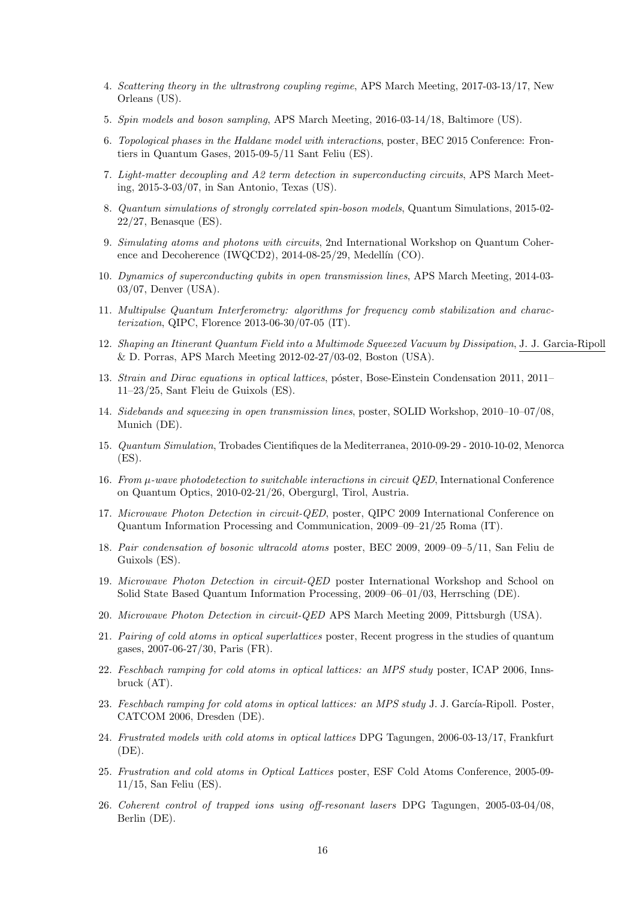4. *Scattering theory in the ultrastrong coupling regime*, APS March Meeting, 2017-03-13/17, New Orleans (US).

5. *Spin models and boson sampling*, APS March Meeting, 2016-03-14/18, Baltimore (US).

6. *Topological phases in the Haldane model with interactions*, poster, BEC 2015 Conference: Frontiers in Quantum Gases, 2015-09-5/11 Sant Feliu (ES).

7. *Light-matter decoupling and A2 term detection in superconducting circuits*, APS March Meeting, 2015-3-03/07, in San Antonio, Texas (US).

8. *Quantum simulations of strongly correlated spin-boson models*, Quantum Simulations, 2015-02-22/27, Benasque (ES).

9. *Simulating atoms and photons with circuits*, 2nd International Workshop on Quantum Coherence and Decoherence (IWQCD2), 2014-08-25/29, Medellín (CO).

10. *Dynamics of superconducting qubits in open transmission lines*, APS March Meeting, 2014-03-03/07, Denver (USA).

11. *Multipulse Quantum Interferometry: algorithms for frequency comb stabilization and characterization*, QIPC, Florence 2013-06-30/07-05 (IT).

12. *Shaping an Itinerant Quantum Field into a Multimode Squeezed Vacuum by Dissipation*, J. J. Garcia-Ripoll & D. Porras, APS March Meeting 2012-02-27/03-02, Boston (USA).

13. *Strain and Dirac equations in optical lattices*, póster, Bose-Einstein Condensation 2011, 2011–11–23/25, Sant Fleiu de Guixols (ES).

14. *Sidebands and squeezing in open transmission lines*, poster, SOLID Workshop, 2010–10–07/08, Munich (DE).

15. *Quantum Simulation*, Trobades Cientifiques de la Mediterranea, 2010-09-29 - 2010-10-02, Menorca (ES).

16. *From $\mu$-wave photodetection to switchable interactions in circuit QED*, International Conference on Quantum Optics, 2010-02-21/26, Obergurgl, Tirol, Austria.

17. *Microwave Photon Detection in circuit-QED*, poster, QIPC 2009 International Conference on Quantum Information Processing and Communication, 2009–09–21/25 Roma (IT).

18. *Pair condensation of bosonic ultracold atoms* poster, BEC 2009, 2009–09–5/11, San Feliu de Guixols (ES).

19. *Microwave Photon Detection in circuit-QED* poster International Workshop and School on Solid State Based Quantum Information Processing, 2009–06–01/03, Herrsching (DE).

20. *Microwave Photon Detection in circuit-QED* APS March Meeting 2009, Pittsburgh (USA).

21. *Pairing of cold atoms in optical superlattices* poster, Recent progress in the studies of quantum gases, 2007-06-27/30, Paris (FR).

22. *Feschbach ramping for cold atoms in optical lattices: an MPS study* poster, ICAP 2006, Innsbruck (AT).

23. *Feschbach ramping for cold atoms in optical lattices: an MPS study* J. J. García-Ripoll. Poster, CATCOM 2006, Dresden (DE).

24. *Frustrated models with cold atoms in optical lattices* DPG Tagungen, 2006-03-13/17, Frankfurt (DE).

25. *Frustration and cold atoms in Optical Lattices* poster, ESF Cold Atoms Conference, 2005-09-11/15, San Feliu (ES).

26. *Coherent control of trapped ions using off-resonant lasers* DPG Tagungen, 2005-03-04/08, Berlin (DE).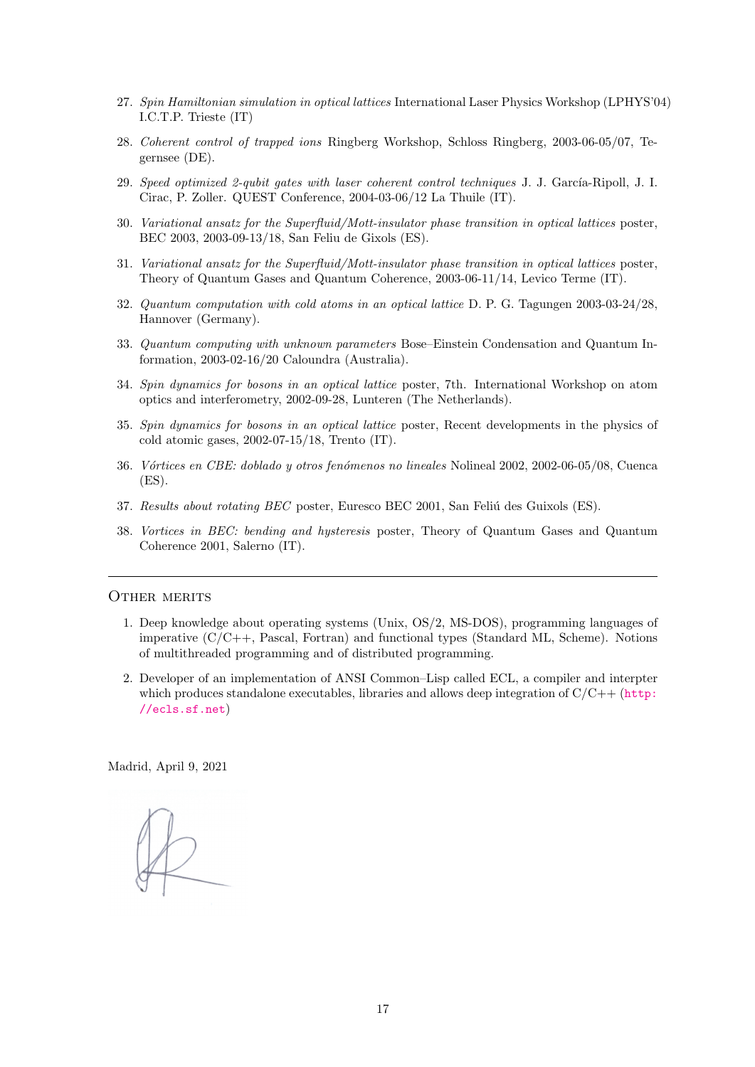27. *Spin Hamiltonian simulation in optical lattices* International Laser Physics Workshop (LPHYS'04) I.C.T.P. Trieste (IT)

28. *Coherent control of trapped ions* Ringberg Workshop, Schloss Ringberg, 2003-06-05/07, Tegernsee (DE).

29. *Speed optimized 2-qubit gates with laser coherent control techniques* J. J. García-Ripoll, J. I. Cirac, P. Zoller. QUEST Conference, 2004-03-06/12 La Thuile (IT).

30. *Variational ansatz for the Superfluid/Mott-insulator phase transition in optical lattices* poster, BEC 2003, 2003-09-13/18, San Feliu de Gixols (ES).

31. *Variational ansatz for the Superfluid/Mott-insulator phase transition in optical lattices* poster, Theory of Quantum Gases and Quantum Coherence, 2003-06-11/14, Levico Terme (IT).

32. *Quantum computation with cold atoms in an optical lattice* D. P. G. Tagungen 2003-03-24/28, Hannover (Germany).

33. *Quantum computing with unknown parameters* Bose–Einstein Condensation and Quantum Information, 2003-02-16/20 Caloundra (Australia).

34. *Spin dynamics for bosons in an optical lattice* poster, 7th. International Workshop on atom optics and interferometry, 2002-09-28, Lunteren (The Netherlands).

35. *Spin dynamics for bosons in an optical lattice* poster, Recent developments in the physics of cold atomic gases, 2002-07-15/18, Trento (IT).

36. *Vórtices en CBE: doblado y otros fenómenos no lineales* Nolineal 2002, 2002-06-05/08, Cuenca (ES).

37. *Results about rotating BEC* poster, Euresco BEC 2001, San Feliú des Guixols (ES).

38. *Vortices in BEC: bending and hysteresis* poster, Theory of Quantum Gases and Quantum Coherence 2001, Salerno (IT).

---

## Other merits

1. Deep knowledge about operating systems (Unix, OS/2, MS-DOS), programming languages of imperative (C/C++, Pascal, Fortran) and functional types (Standard ML, Scheme). Notions of multithreaded programming and of distributed programming.

2. Developer of an implementation of ANSI Common–Lisp called ECL, a compiler and interpter which produces standalone executables, libraries and allows deep integration of C/C++ (http://ecls.sf.net)

Madrid, April 9, 2021